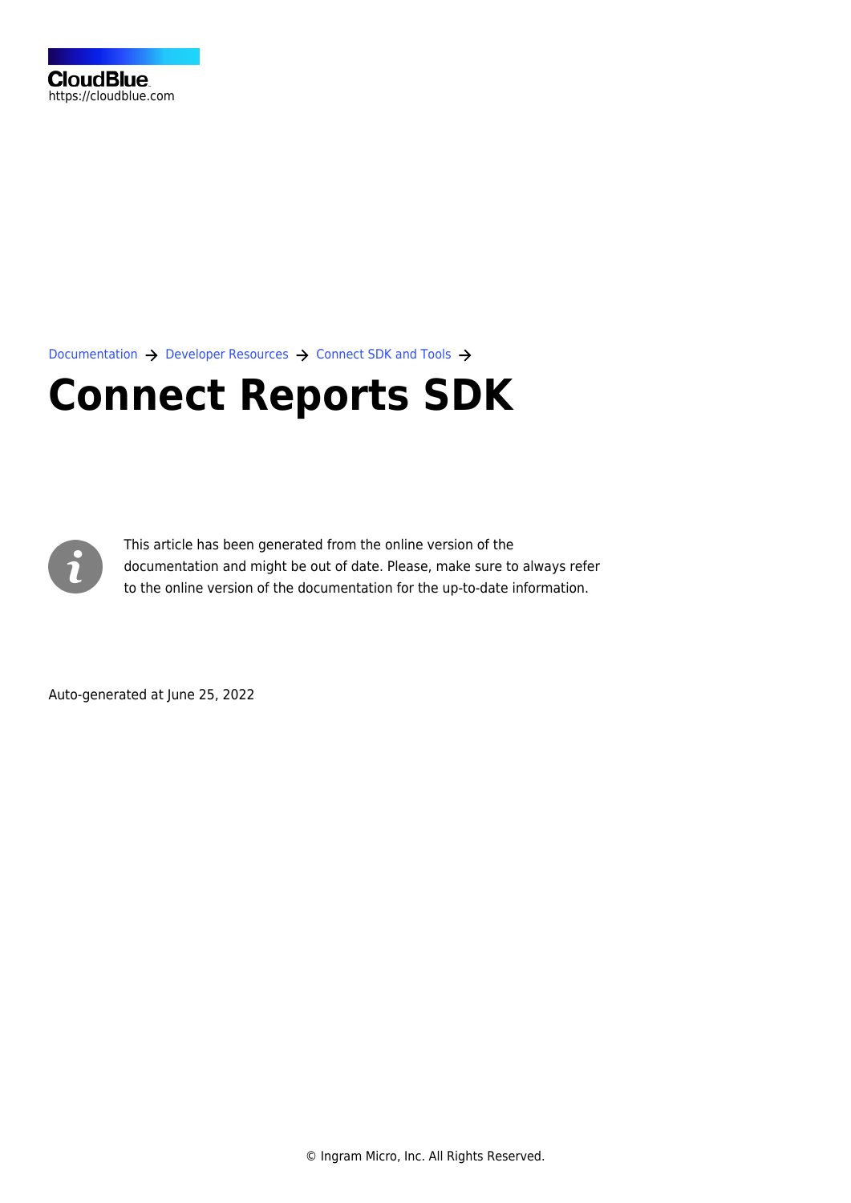CloudBlue
https://cloudblue.com

Documentation → Developer Resources → Connect SDK and Tools →

# Connect Reports SDK

This article has been generated from the online version of the documentation and might be out of date. Please, make sure to always refer to the online version of the documentation for the up-to-date information.

Auto-generated at June 25, 2022

© Ingram Micro, Inc. All Rights Reserved.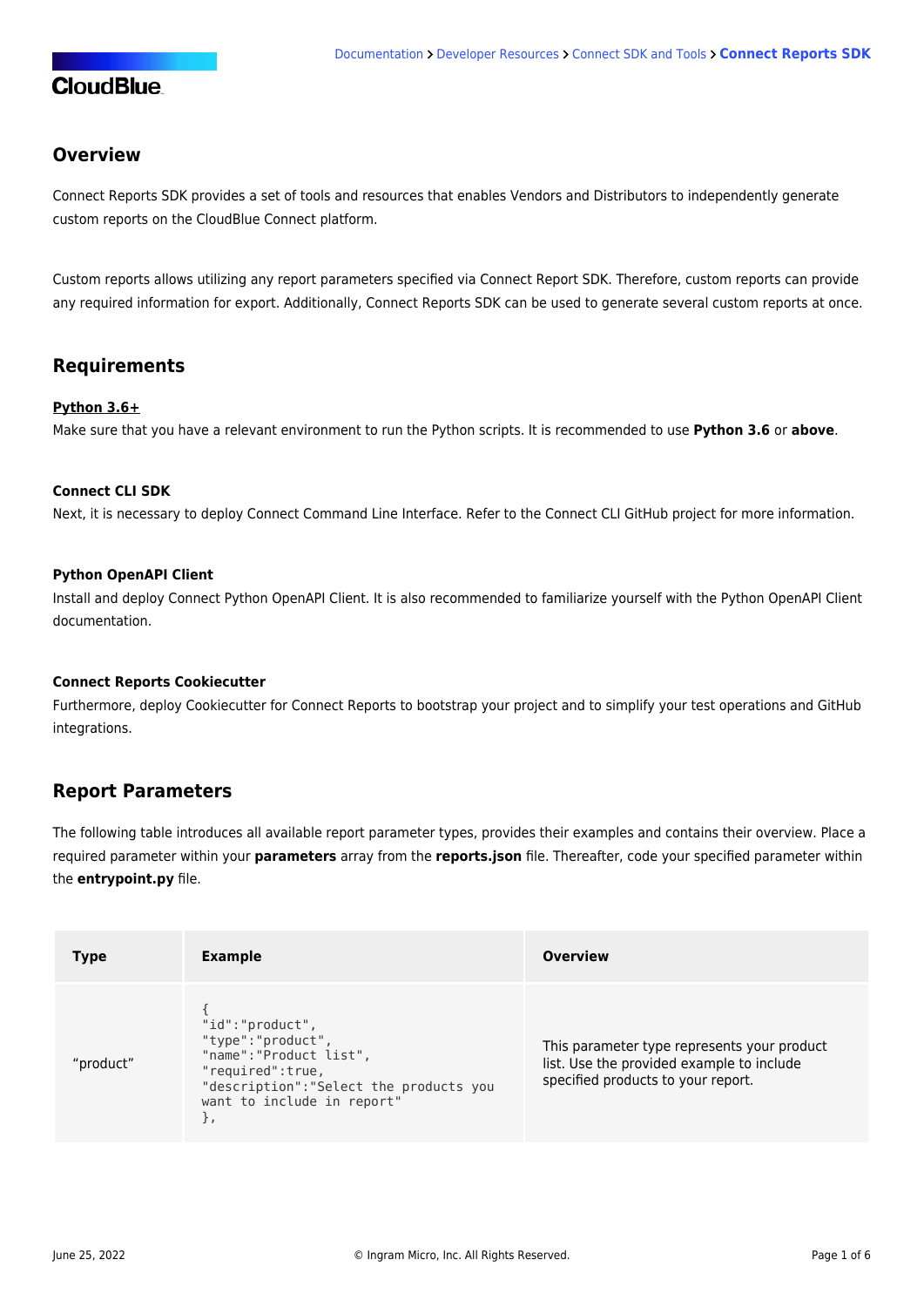## Overview

Connect Reports SDK provides a set of tools and resources that enables Vendors and Distributors to independently generate custom reports on the CloudBlue Connect platform.

Custom reports allows utilizing any report parameters specified via Connect Report SDK. Therefore, custom reports can provide any required information for export. Additionally, Connect Reports SDK can be used to generate several custom reports at once.

## Requirements

**Python 3.6+**
Make sure that you have a relevant environment to run the Python scripts. It is recommended to use **Python 3.6** or **above**.

**Connect CLI SDK**
Next, it is necessary to deploy Connect Command Line Interface. Refer to the Connect CLI GitHub project for more information.

**Python OpenAPI Client**
Install and deploy Connect Python OpenAPI Client. It is also recommended to familiarize yourself with the Python OpenAPI Client documentation.

**Connect Reports Cookiecutter**
Furthermore, deploy Cookiecutter for Connect Reports to bootstrap your project and to simplify your test operations and GitHub integrations.

## Report Parameters

The following table introduces all available report parameter types, provides their examples and contains their overview. Place a required parameter within your **parameters** array from the **reports.json** file. Thereafter, code your specified parameter within the **entrypoint.py** file.

| Type | Example | Overview |
|---|---|---|
| "product" | `{ "id":"product", "type":"product", "name":"Product list", "required":true, "description":"Select the products you want to include in report" },` | This parameter type represents your product list. Use the provided example to include specified products to your report. |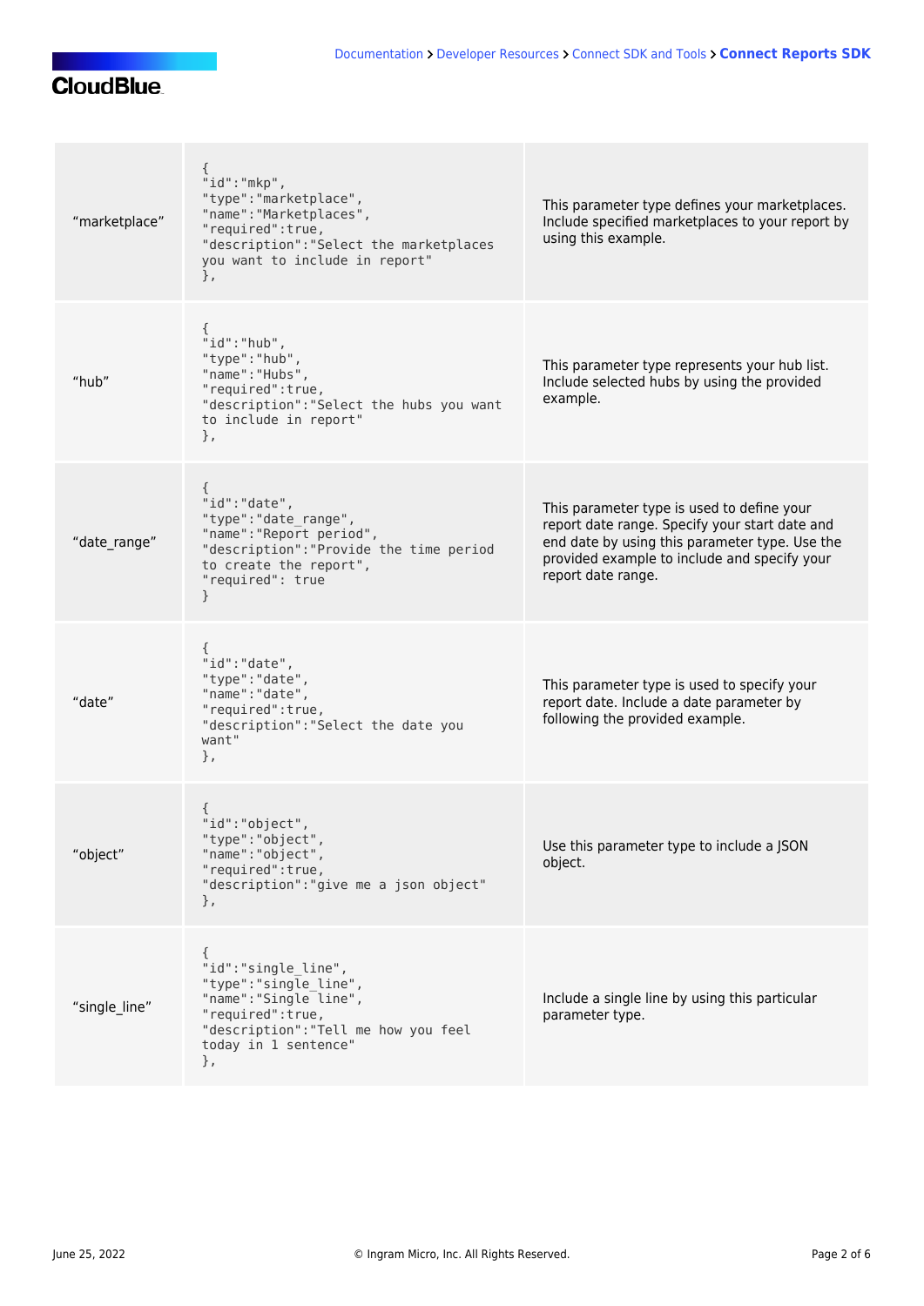| | | |
|---|---|---|
| “marketplace” | `{ "id":"mkp", "type":"marketplace", "name":"Marketplaces", "required":true, "description":"Select the marketplaces you want to include in report" },` | This parameter type defines your marketplaces. Include specified marketplaces to your report by using this example. |
| “hub” | `{ "id":"hub", "type":"hub", "name":"Hubs", "required":true, "description":"Select the hubs you want to include in report" },` | This parameter type represents your hub list. Include selected hubs by using the provided example. |
| “date_range” | `{ "id":"date", "type":"date_range", "name":"Report period", "description":"Provide the time period to create the report", "required": true }` | This parameter type is used to define your report date range. Specify your start date and end date by using this parameter type. Use the provided example to include and specify your report date range. |
| “date” | `{ "id":"date", "type":"date", "name":"date", "required":true, "description":"Select the date you want" },` | This parameter type is used to specify your report date. Include a date parameter by following the provided example. |
| “object” | `{ "id":"object", "type":"object", "name":"object", "required":true, "description":"give me a json object" },` | Use this parameter type to include a JSON object. |
| “single_line” | `{ "id":"single_line", "type":"single_line", "name":"Single line", "required":true, "description":"Tell me how you feel today in 1 sentence" },` | Include a single line by using this particular parameter type. |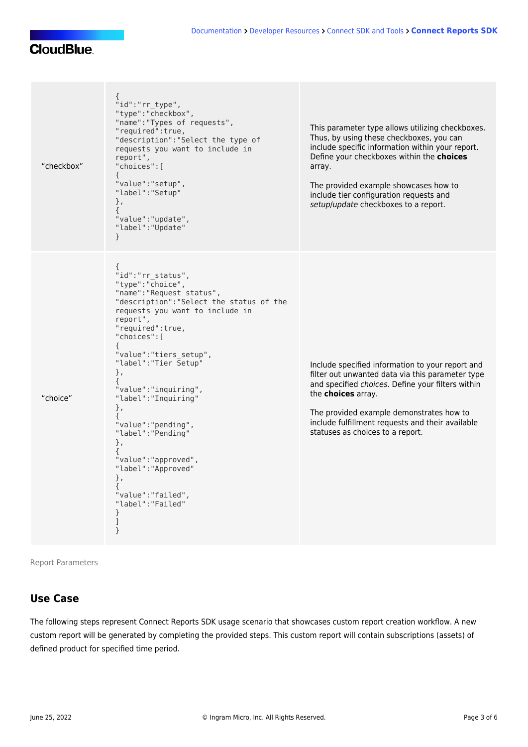| “checkbox” | `{ "id":"rr_type", "type":"checkbox", "name":"Types of requests", "required":true, "description":"Select the type of requests you want to include in report", "choices":[ { "value":"setup", "label":"Setup" }, { "value":"update", "label":"Update" }` | This parameter type allows utilizing checkboxes. Thus, by using these checkboxes, you can include specific information within your report. Define your checkboxes within the **choices** array.<br><br>The provided example showcases how to include tier configuration requests and *setup*/*update* checkboxes to a report. |
|---|---|---|
| “choice” | `{ "id":"rr_status", "type":"choice", "name":"Request status", "description":"Select the status of the requests you want to include in report", "required":true, "choices":[ { "value":"tiers_setup", "label":"Tier Setup" }, { "value":"inquiring", "label":"Inquiring" }, { "value":"pending", "label":"Pending" }, { "value":"approved", "label":"Approved" }, { "value":"failed", "label":"Failed" } ] }` | Include specified information to your report and filter out unwanted data via this parameter type and specified *choices*. Define your filters within the **choices** array.<br><br>The provided example demonstrates how to include fulfillment requests and their available statuses as choices to a report. |

Report Parameters

## Use Case

The following steps represent Connect Reports SDK usage scenario that showcases custom report creation workflow. A new custom report will be generated by completing the provided steps. This custom report will contain subscriptions (assets) of defined product for specified time period.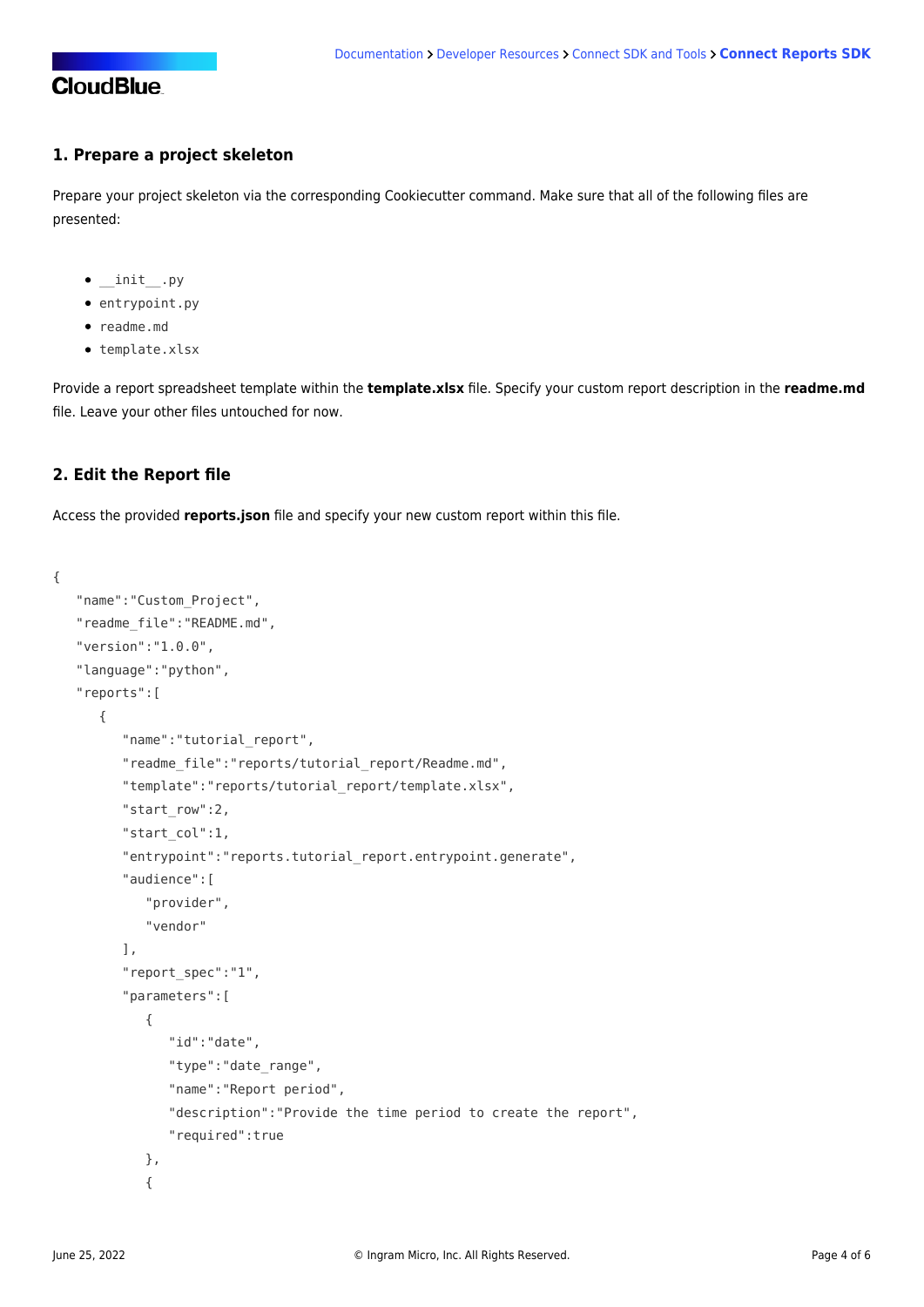### 1. Prepare a project skeleton

Prepare your project skeleton via the corresponding Cookiecutter command. Make sure that all of the following files are presented:

- `__init__.py`
- `entrypoint.py`
- `readme.md`
- `template.xlsx`

Provide a report spreadsheet template within the **template.xlsx** file. Specify your custom report description in the **readme.md** file. Leave your other files untouched for now.

### 2. Edit the Report file

Access the provided **reports.json** file and specify your new custom report within this file.

```
{
   "name":"Custom_Project",
   "readme_file":"README.md",
   "version":"1.0.0",
   "language":"python",
   "reports":[
      {
         "name":"tutorial_report",
         "readme_file":"reports/tutorial_report/Readme.md",
         "template":"reports/tutorial_report/template.xlsx",
         "start_row":2,
         "start_col":1,
         "entrypoint":"reports.tutorial_report.entrypoint.generate",
         "audience":[
            "provider",
            "vendor"
         ],
         "report_spec":"1",
         "parameters":[
            {
               "id":"date",
               "type":"date_range",
               "name":"Report period",
               "description":"Provide the time period to create the report",
               "required":true
            },
            {
```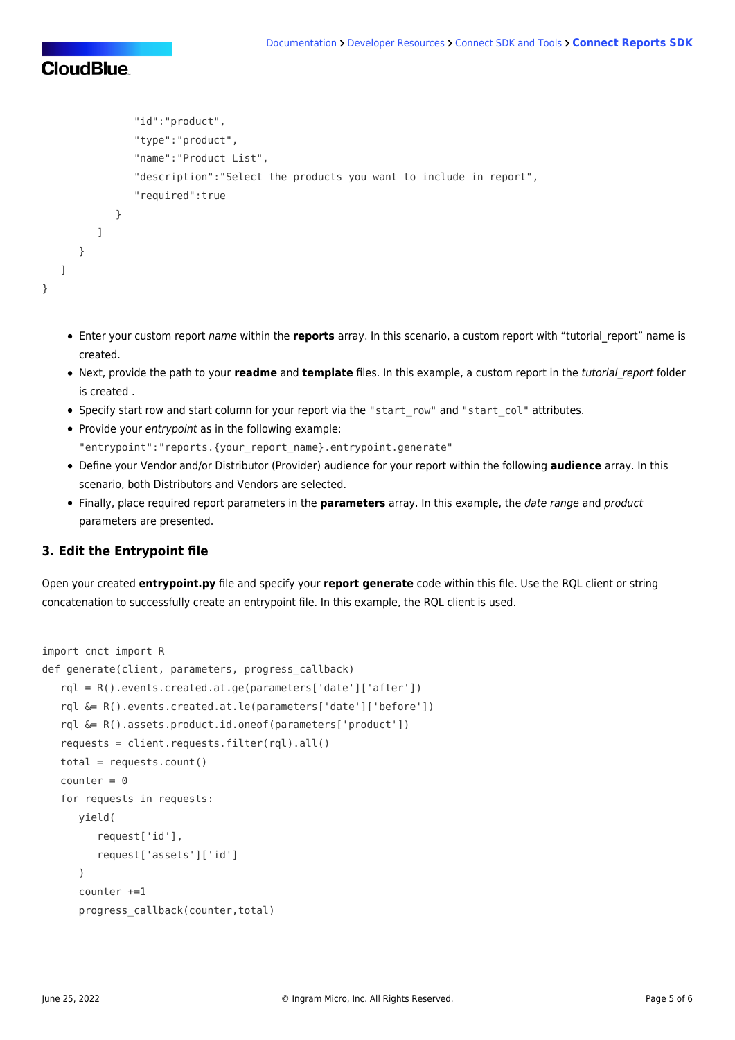```
                "id":"product",
                "type":"product",
                "name":"Product List",
                "description":"Select the products you want to include in report",
                "required":true
            }
        ]
    }
  ]
}
```

- Enter your custom report *name* within the **reports** array. In this scenario, a custom report with "tutorial_report" name is created.
- Next, provide the path to your **readme** and **template** files. In this example, a custom report in the *tutorial_report* folder is created .
- Specify start row and start column for your report via the `"start_row"` and `"start_col"` attributes.
- Provide your *entrypoint* as in the following example: `"entrypoint":"reports.{your_report_name}.entrypoint.generate"`
- Define your Vendor and/or Distributor (Provider) audience for your report within the following **audience** array. In this scenario, both Distributors and Vendors are selected.
- Finally, place required report parameters in the **parameters** array. In this example, the *date range* and *product* parameters are presented.

### 3. Edit the Entrypoint file

Open your created **entrypoint.py** file and specify your **report generate** code within this file. Use the RQL client or string concatenation to successfully create an entrypoint file. In this example, the RQL client is used.

```
import cnct import R
def generate(client, parameters, progress_callback)
   rql = R().events.created.at.ge(parameters['date']['after'])
   rql &= R().events.created.at.le(parameters['date']['before'])
   rql &= R().assets.product.id.oneof(parameters['product'])
   requests = client.requests.filter(rql).all()
   total = requests.count()
   counter = 0
   for requests in requests:
      yield(
         request['id'],
         request['assets']['id']
      )
      counter +=1
      progress_callback(counter,total)
```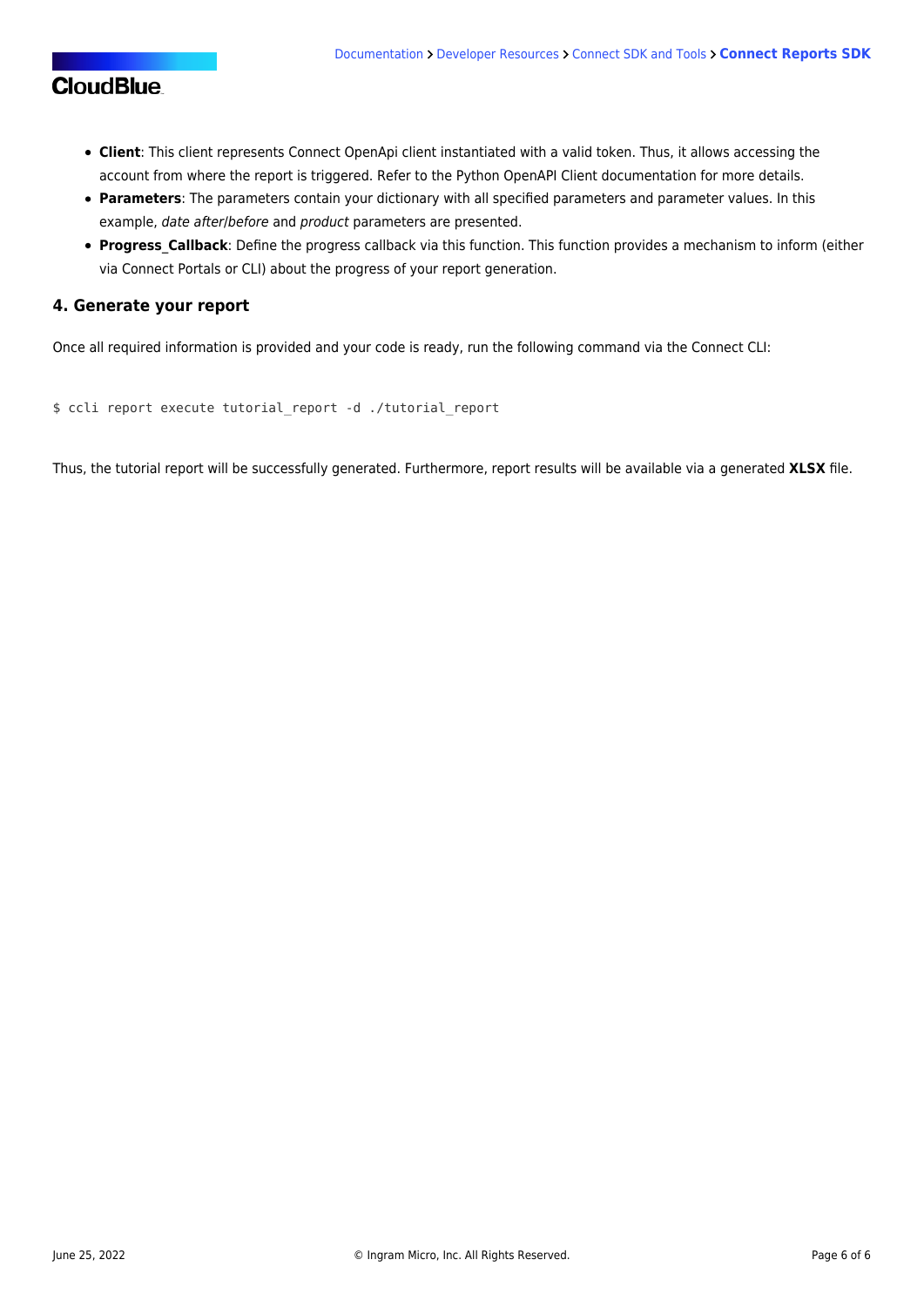- **Client**: This client represents Connect OpenApi client instantiated with a valid token. Thus, it allows accessing the account from where the report is triggered. Refer to the Python OpenAPI Client documentation for more details.
- **Parameters**: The parameters contain your dictionary with all specified parameters and parameter values. In this example, *date after/before* and *product* parameters are presented.
- **Progress_Callback**: Define the progress callback via this function. This function provides a mechanism to inform (either via Connect Portals or CLI) about the progress of your report generation.

### 4. Generate your report

Once all required information is provided and your code is ready, run the following command via the Connect CLI:

```
$ ccli report execute tutorial_report -d ./tutorial_report
```

Thus, the tutorial report will be successfully generated. Furthermore, report results will be available via a generated **XLSX** file.